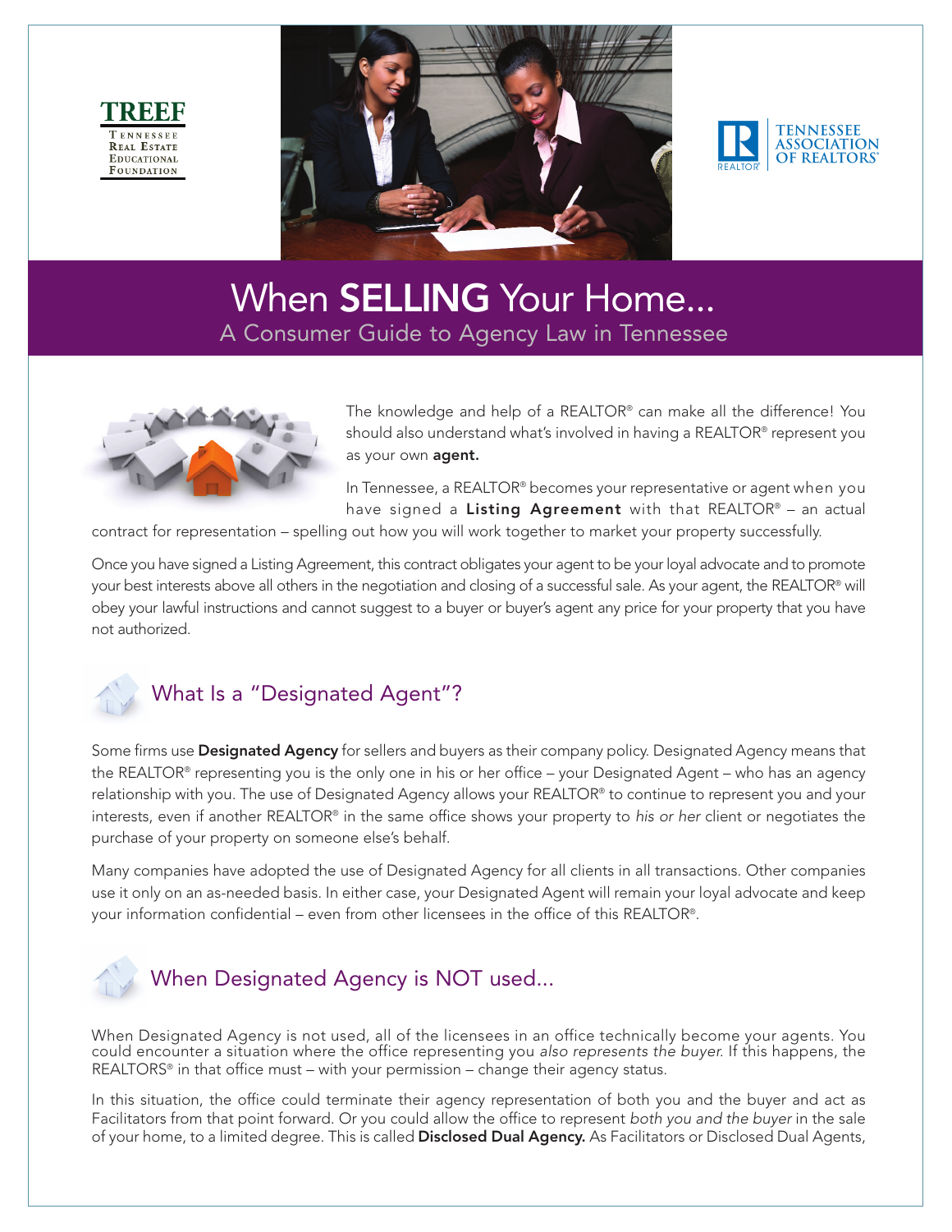TREEF
Tennessee Real Estate Educational Foundation

Tennessee Association of Realtors®

# When **SELLING** Your Home...

## A Consumer Guide to Agency Law in Tennessee

The knowledge and help of a REALTOR® can make all the difference! You should also understand what's involved in having a REALTOR® represent you as your own **agent.**

In Tennessee, a REALTOR® becomes your representative or agent when you have signed a **Listing Agreement** with that REALTOR® – an actual contract for representation – spelling out how you will work together to market your property successfully.

Once you have signed a Listing Agreement, this contract obligates your agent to be your loyal advocate and to promote your best interests above all others in the negotiation and closing of a successful sale. As your agent, the REALTOR® will obey your lawful instructions and cannot suggest to a buyer or buyer's agent any price for your property that you have not authorized.

### What Is a "Designated Agent"?

Some firms use **Designated Agency** for sellers and buyers as their company policy. Designated Agency means that the REALTOR® representing you is the only one in his or her office – your Designated Agent – who has an agency relationship with you. The use of Designated Agency allows your REALTOR® to continue to represent you and your interests, even if another REALTOR® in the same office shows your property to *his or her* client or negotiates the purchase of your property on someone else's behalf.

Many companies have adopted the use of Designated Agency for all clients in all transactions. Other companies use it only on an as-needed basis. In either case, your Designated Agent will remain your loyal advocate and keep your information confidential – even from other licensees in the office of this REALTOR®.

### When Designated Agency is NOT used...

When Designated Agency is not used, all of the licensees in an office technically become your agents. You could encounter a situation where the office representing you *also represents the buyer.* If this happens, the REALTORS® in that office must – with your permission – change their agency status.

In this situation, the office could terminate their agency representation of both you and the buyer and act as Facilitators from that point forward. Or you could allow the office to represent *both you and the buyer* in the sale of your home, to a limited degree. This is called **Disclosed Dual Agency.** As Facilitators or Disclosed Dual Agents,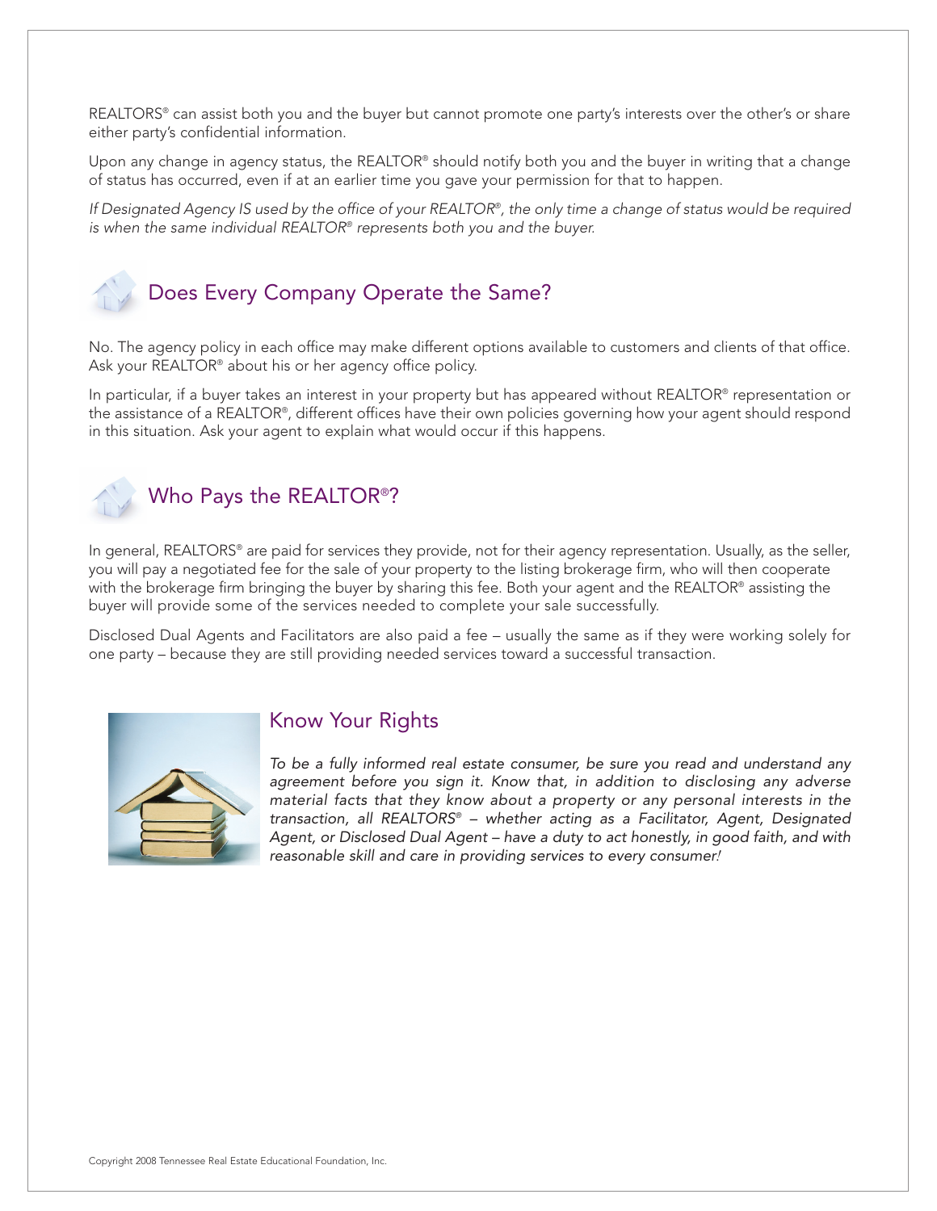REALTORS® can assist both you and the buyer but cannot promote one party's interests over the other's or share either party's confidential information.

Upon any change in agency status, the REALTOR® should notify both you and the buyer in writing that a change of status has occurred, even if at an earlier time you gave your permission for that to happen.

*If Designated Agency IS used by the office of your REALTOR®, the only time a change of status would be required is when the same individual REALTOR® represents both you and the buyer.*

## Does Every Company Operate the Same?

No. The agency policy in each office may make different options available to customers and clients of that office. Ask your REALTOR® about his or her agency office policy.

In particular, if a buyer takes an interest in your property but has appeared without REALTOR® representation or the assistance of a REALTOR®, different offices have their own policies governing how your agent should respond in this situation. Ask your agent to explain what would occur if this happens.

## Who Pays the REALTOR®?

In general, REALTORS® are paid for services they provide, not for their agency representation. Usually, as the seller, you will pay a negotiated fee for the sale of your property to the listing brokerage firm, who will then cooperate with the brokerage firm bringing the buyer by sharing this fee. Both your agent and the REALTOR® assisting the buyer will provide some of the services needed to complete your sale successfully.

Disclosed Dual Agents and Facilitators are also paid a fee – usually the same as if they were working solely for one party – because they are still providing needed services toward a successful transaction.

## Know Your Rights

*To be a fully informed real estate consumer, be sure you read and understand any agreement before you sign it. Know that, in addition to disclosing any adverse material facts that they know about a property or any personal interests in the transaction, all REALTORS® – whether acting as a Facilitator, Agent, Designated Agent, or Disclosed Dual Agent – have a duty to act honestly, in good faith, and with reasonable skill and care in providing services to every consumer!*

Copyright 2008 Tennessee Real Estate Educational Foundation, Inc.